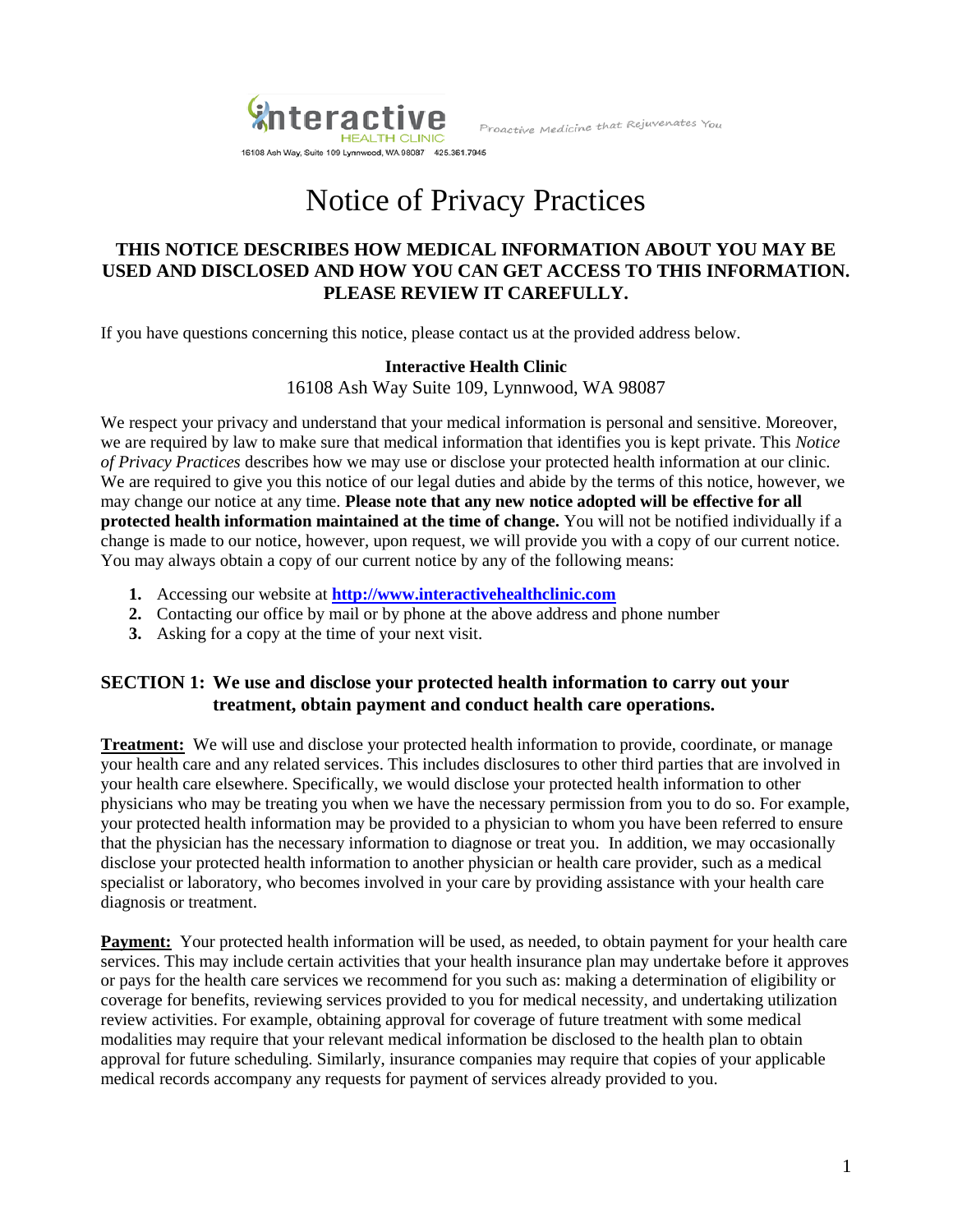Interactive HEALTH CLINIC

16108 Ash Way, Suite 109 Lynnwood, WA 98087 425.361.7945

Proactive Medicine that Rejuvenates You

# Notice of Privacy Practices

**THIS NOTICE DESCRIBES HOW MEDICAL INFORMATION ABOUT YOU MAY BE USED AND DISCLOSED AND HOW YOU CAN GET ACCESS TO THIS INFORMATION. PLEASE REVIEW IT CAREFULLY.**

If you have questions concerning this notice, please contact us at the provided address below.

**Interactive Health Clinic**
16108 Ash Way Suite 109, Lynnwood, WA 98087

We respect your privacy and understand that your medical information is personal and sensitive. Moreover, we are required by law to make sure that medical information that identifies you is kept private. This *Notice of Privacy Practices* describes how we may use or disclose your protected health information at our clinic. We are required to give you this notice of our legal duties and abide by the terms of this notice, however, we may change our notice at any time. **Please note that any new notice adopted will be effective for all protected health information maintained at the time of change.** You will not be notified individually if a change is made to our notice, however, upon request, we will provide you with a copy of our current notice. You may always obtain a copy of our current notice by any of the following means:

1. Accessing our website at **http://www.interactivehealthclinic.com**
2. Contacting our office by mail or by phone at the above address and phone number
3. Asking for a copy at the time of your next visit.

## SECTION 1: We use and disclose your protected health information to carry out your treatment, obtain payment and conduct health care operations.

**Treatment:** We will use and disclose your protected health information to provide, coordinate, or manage your health care and any related services. This includes disclosures to other third parties that are involved in your health care elsewhere. Specifically, we would disclose your protected health information to other physicians who may be treating you when we have the necessary permission from you to do so. For example, your protected health information may be provided to a physician to whom you have been referred to ensure that the physician has the necessary information to diagnose or treat you. In addition, we may occasionally disclose your protected health information to another physician or health care provider, such as a medical specialist or laboratory, who becomes involved in your care by providing assistance with your health care diagnosis or treatment.

**Payment:** Your protected health information will be used, as needed, to obtain payment for your health care services. This may include certain activities that your health insurance plan may undertake before it approves or pays for the health care services we recommend for you such as: making a determination of eligibility or coverage for benefits, reviewing services provided to you for medical necessity, and undertaking utilization review activities. For example, obtaining approval for coverage of future treatment with some medical modalities may require that your relevant medical information be disclosed to the health plan to obtain approval for future scheduling. Similarly, insurance companies may require that copies of your applicable medical records accompany any requests for payment of services already provided to you.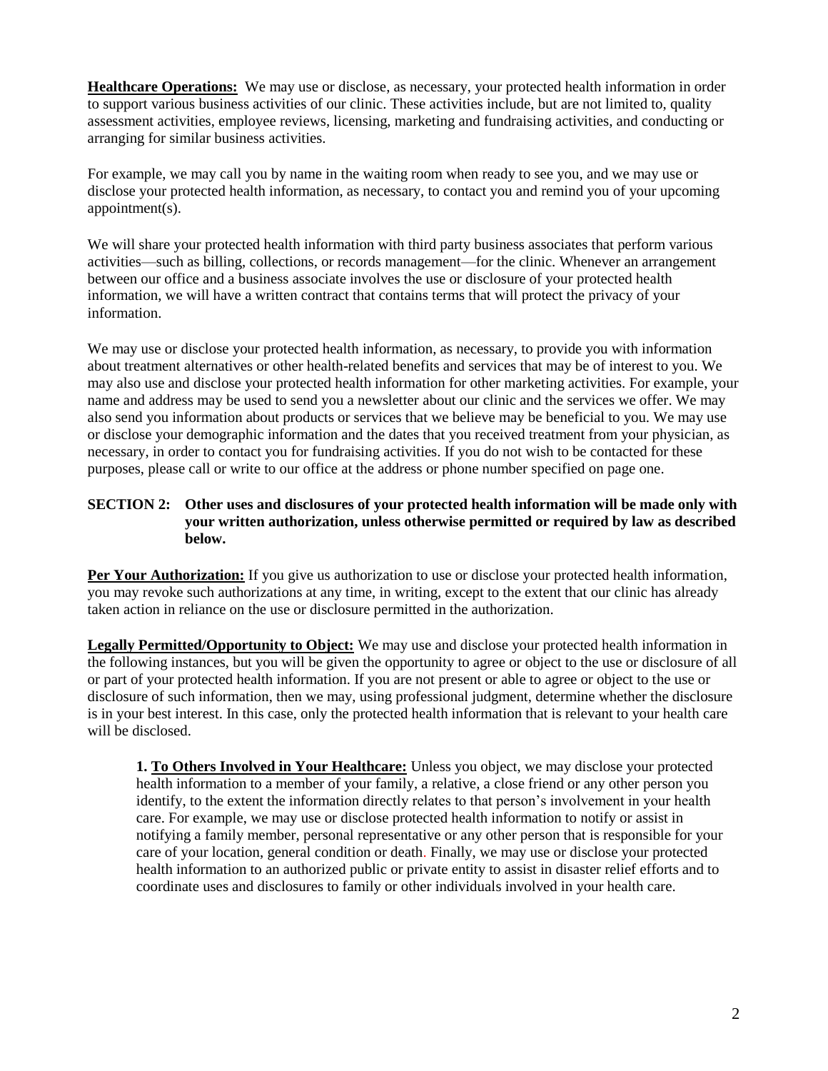**Healthcare Operations:** We may use or disclose, as necessary, your protected health information in order to support various business activities of our clinic. These activities include, but are not limited to, quality assessment activities, employee reviews, licensing, marketing and fundraising activities, and conducting or arranging for similar business activities.

For example, we may call you by name in the waiting room when ready to see you, and we may use or disclose your protected health information, as necessary, to contact you and remind you of your upcoming appointment(s).

We will share your protected health information with third party business associates that perform various activities—such as billing, collections, or records management—for the clinic. Whenever an arrangement between our office and a business associate involves the use or disclosure of your protected health information, we will have a written contract that contains terms that will protect the privacy of your information.

We may use or disclose your protected health information, as necessary, to provide you with information about treatment alternatives or other health-related benefits and services that may be of interest to you. We may also use and disclose your protected health information for other marketing activities. For example, your name and address may be used to send you a newsletter about our clinic and the services we offer. We may also send you information about products or services that we believe may be beneficial to you. We may use or disclose your demographic information and the dates that you received treatment from your physician, as necessary, in order to contact you for fundraising activities. If you do not wish to be contacted for these purposes, please call or write to our office at the address or phone number specified on page one.

**SECTION 2: Other uses and disclosures of your protected health information will be made only with your written authorization, unless otherwise permitted or required by law as described below.**

**Per Your Authorization:** If you give us authorization to use or disclose your protected health information, you may revoke such authorizations at any time, in writing, except to the extent that our clinic has already taken action in reliance on the use or disclosure permitted in the authorization.

**Legally Permitted/Opportunity to Object:** We may use and disclose your protected health information in the following instances, but you will be given the opportunity to agree or object to the use or disclosure of all or part of your protected health information. If you are not present or able to agree or object to the use or disclosure of such information, then we may, using professional judgment, determine whether the disclosure is in your best interest. In this case, only the protected health information that is relevant to your health care will be disclosed.

**1. To Others Involved in Your Healthcare:** Unless you object, we may disclose your protected health information to a member of your family, a relative, a close friend or any other person you identify, to the extent the information directly relates to that person's involvement in your health care. For example, we may use or disclose protected health information to notify or assist in notifying a family member, personal representative or any other person that is responsible for your care of your location, general condition or death. Finally, we may use or disclose your protected health information to an authorized public or private entity to assist in disaster relief efforts and to coordinate uses and disclosures to family or other individuals involved in your health care.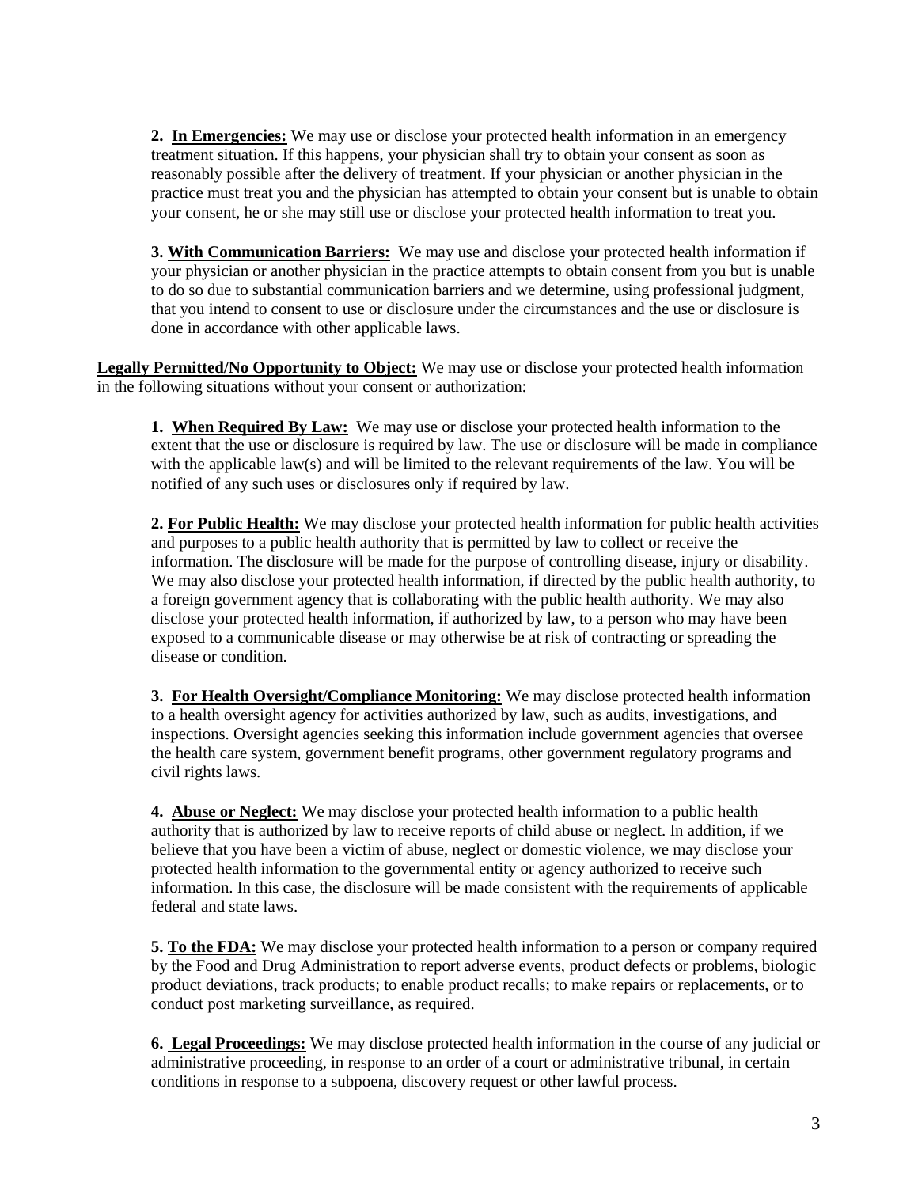**2. <u>In Emergencies:</u>** We may use or disclose your protected health information in an emergency treatment situation. If this happens, your physician shall try to obtain your consent as soon as reasonably possible after the delivery of treatment. If your physician or another physician in the practice must treat you and the physician has attempted to obtain your consent but is unable to obtain your consent, he or she may still use or disclose your protected health information to treat you.

**3. <u>With Communication Barriers:</u>** We may use and disclose your protected health information if your physician or another physician in the practice attempts to obtain consent from you but is unable to do so due to substantial communication barriers and we determine, using professional judgment, that you intend to consent to use or disclosure under the circumstances and the use or disclosure is done in accordance with other applicable laws.

**<u>Legally Permitted/No Opportunity to Object:</u>** We may use or disclose your protected health information in the following situations without your consent or authorization:

**1. <u>When Required By Law:</u>** We may use or disclose your protected health information to the extent that the use or disclosure is required by law. The use or disclosure will be made in compliance with the applicable law(s) and will be limited to the relevant requirements of the law. You will be notified of any such uses or disclosures only if required by law.

**2. <u>For Public Health:</u>** We may disclose your protected health information for public health activities and purposes to a public health authority that is permitted by law to collect or receive the information. The disclosure will be made for the purpose of controlling disease, injury or disability. We may also disclose your protected health information, if directed by the public health authority, to a foreign government agency that is collaborating with the public health authority. We may also disclose your protected health information, if authorized by law, to a person who may have been exposed to a communicable disease or may otherwise be at risk of contracting or spreading the disease or condition.

**3. <u>For Health Oversight/Compliance Monitoring:</u>** We may disclose protected health information to a health oversight agency for activities authorized by law, such as audits, investigations, and inspections. Oversight agencies seeking this information include government agencies that oversee the health care system, government benefit programs, other government regulatory programs and civil rights laws.

**4. <u>Abuse or Neglect:</u>** We may disclose your protected health information to a public health authority that is authorized by law to receive reports of child abuse or neglect. In addition, if we believe that you have been a victim of abuse, neglect or domestic violence, we may disclose your protected health information to the governmental entity or agency authorized to receive such information. In this case, the disclosure will be made consistent with the requirements of applicable federal and state laws.

**5. <u>To the FDA:</u>** We may disclose your protected health information to a person or company required by the Food and Drug Administration to report adverse events, product defects or problems, biologic product deviations, track products; to enable product recalls; to make repairs or replacements, or to conduct post marketing surveillance, as required.

**6. <u>Legal Proceedings:</u>** We may disclose protected health information in the course of any judicial or administrative proceeding, in response to an order of a court or administrative tribunal, in certain conditions in response to a subpoena, discovery request or other lawful process.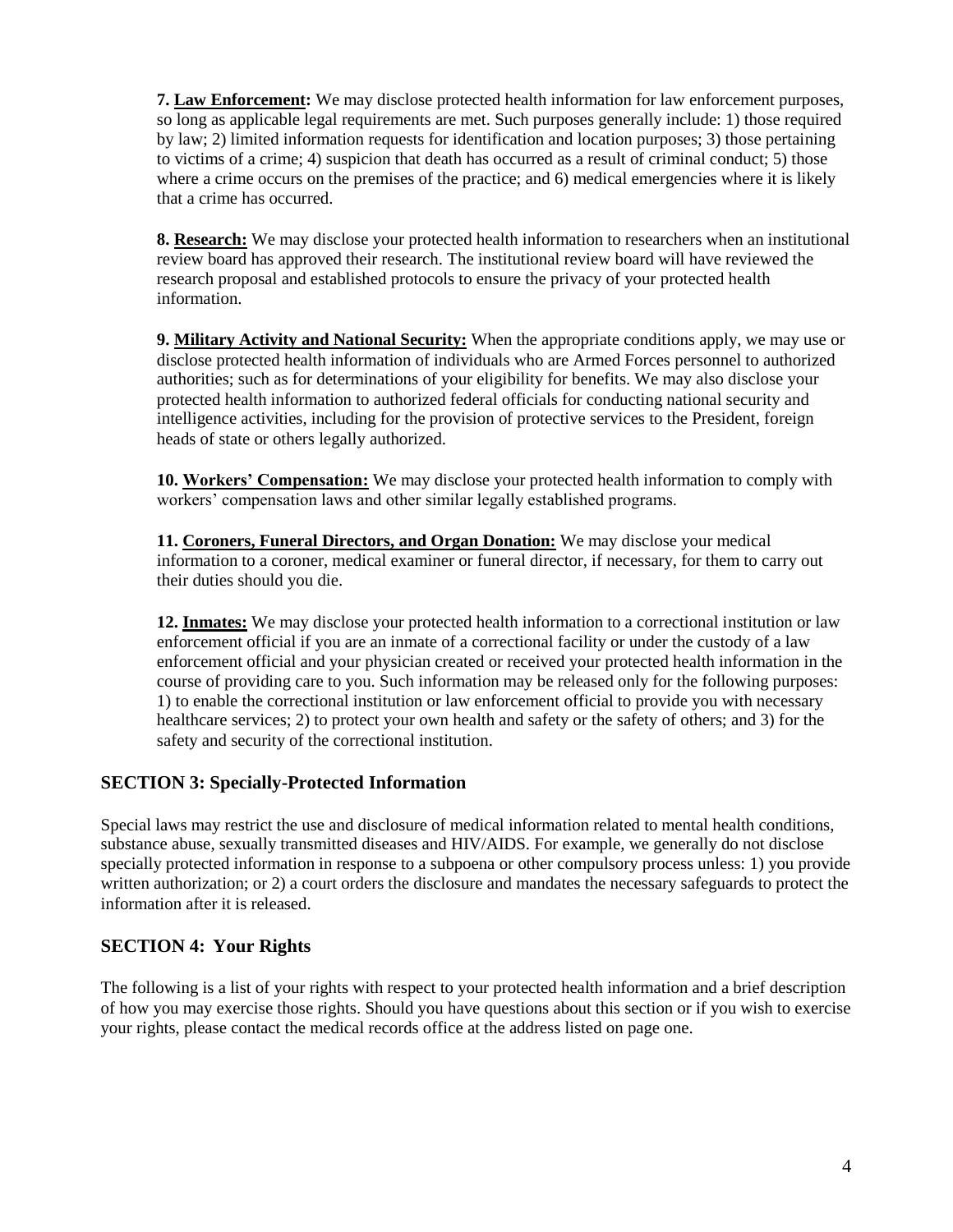**7. <u>Law Enforcement</u>:** We may disclose protected health information for law enforcement purposes, so long as applicable legal requirements are met. Such purposes generally include: 1) those required by law; 2) limited information requests for identification and location purposes; 3) those pertaining to victims of a crime; 4) suspicion that death has occurred as a result of criminal conduct; 5) those where a crime occurs on the premises of the practice; and 6) medical emergencies where it is likely that a crime has occurred.

**8. <u>Research:</u>** We may disclose your protected health information to researchers when an institutional review board has approved their research. The institutional review board will have reviewed the research proposal and established protocols to ensure the privacy of your protected health information.

**9. <u>Military Activity and National Security:</u>** When the appropriate conditions apply, we may use or disclose protected health information of individuals who are Armed Forces personnel to authorized authorities; such as for determinations of your eligibility for benefits. We may also disclose your protected health information to authorized federal officials for conducting national security and intelligence activities, including for the provision of protective services to the President, foreign heads of state or others legally authorized.

**10. <u>Workers' Compensation:</u>** We may disclose your protected health information to comply with workers' compensation laws and other similar legally established programs.

**11. <u>Coroners, Funeral Directors, and Organ Donation:</u>** We may disclose your medical information to a coroner, medical examiner or funeral director, if necessary, for them to carry out their duties should you die.

**12. <u>Inmates:</u>** We may disclose your protected health information to a correctional institution or law enforcement official if you are an inmate of a correctional facility or under the custody of a law enforcement official and your physician created or received your protected health information in the course of providing care to you. Such information may be released only for the following purposes: 1) to enable the correctional institution or law enforcement official to provide you with necessary healthcare services; 2) to protect your own health and safety or the safety of others; and 3) for the safety and security of the correctional institution.

## SECTION 3: Specially-Protected Information

Special laws may restrict the use and disclosure of medical information related to mental health conditions, substance abuse, sexually transmitted diseases and HIV/AIDS. For example, we generally do not disclose specially protected information in response to a subpoena or other compulsory process unless: 1) you provide written authorization; or 2) a court orders the disclosure and mandates the necessary safeguards to protect the information after it is released.

## SECTION 4: Your Rights

The following is a list of your rights with respect to your protected health information and a brief description of how you may exercise those rights. Should you have questions about this section or if you wish to exercise your rights, please contact the medical records office at the address listed on page one.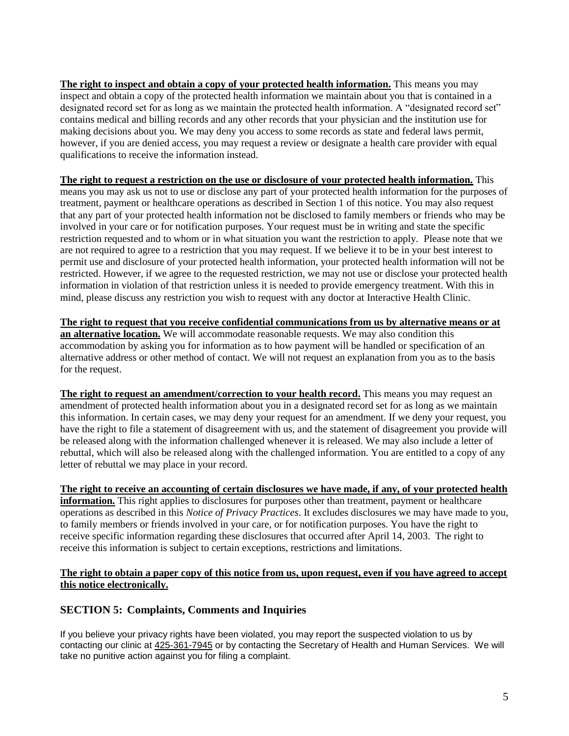**The right to inspect and obtain a copy of your protected health information.** This means you may inspect and obtain a copy of the protected health information we maintain about you that is contained in a designated record set for as long as we maintain the protected health information. A "designated record set" contains medical and billing records and any other records that your physician and the institution use for making decisions about you. We may deny you access to some records as state and federal laws permit, however, if you are denied access, you may request a review or designate a health care provider with equal qualifications to receive the information instead.

**The right to request a restriction on the use or disclosure of your protected health information.** This means you may ask us not to use or disclose any part of your protected health information for the purposes of treatment, payment or healthcare operations as described in Section 1 of this notice. You may also request that any part of your protected health information not be disclosed to family members or friends who may be involved in your care or for notification purposes. Your request must be in writing and state the specific restriction requested and to whom or in what situation you want the restriction to apply. Please note that we are not required to agree to a restriction that you may request. If we believe it to be in your best interest to permit use and disclosure of your protected health information, your protected health information will not be restricted. However, if we agree to the requested restriction, we may not use or disclose your protected health information in violation of that restriction unless it is needed to provide emergency treatment. With this in mind, please discuss any restriction you wish to request with any doctor at Interactive Health Clinic.

**The right to request that you receive confidential communications from us by alternative means or at an alternative location.** We will accommodate reasonable requests. We may also condition this accommodation by asking you for information as to how payment will be handled or specification of an alternative address or other method of contact. We will not request an explanation from you as to the basis for the request.

**The right to request an amendment/correction to your health record.** This means you may request an amendment of protected health information about you in a designated record set for as long as we maintain this information. In certain cases, we may deny your request for an amendment. If we deny your request, you have the right to file a statement of disagreement with us, and the statement of disagreement you provide will be released along with the information challenged whenever it is released. We may also include a letter of rebuttal, which will also be released along with the challenged information. You are entitled to a copy of any letter of rebuttal we may place in your record.

**The right to receive an accounting of certain disclosures we have made, if any, of your protected health information.** This right applies to disclosures for purposes other than treatment, payment or healthcare operations as described in this *Notice of Privacy Practices*. It excludes disclosures we may have made to you, to family members or friends involved in your care, or for notification purposes. You have the right to receive specific information regarding these disclosures that occurred after April 14, 2003. The right to receive this information is subject to certain exceptions, restrictions and limitations.

**The right to obtain a paper copy of this notice from us, upon request, even if you have agreed to accept this notice electronically.**

## SECTION 5: Complaints, Comments and Inquiries

If you believe your privacy rights have been violated, you may report the suspected violation to us by contacting our clinic at 425-361-7945 or by contacting the Secretary of Health and Human Services. We will take no punitive action against you for filing a complaint.